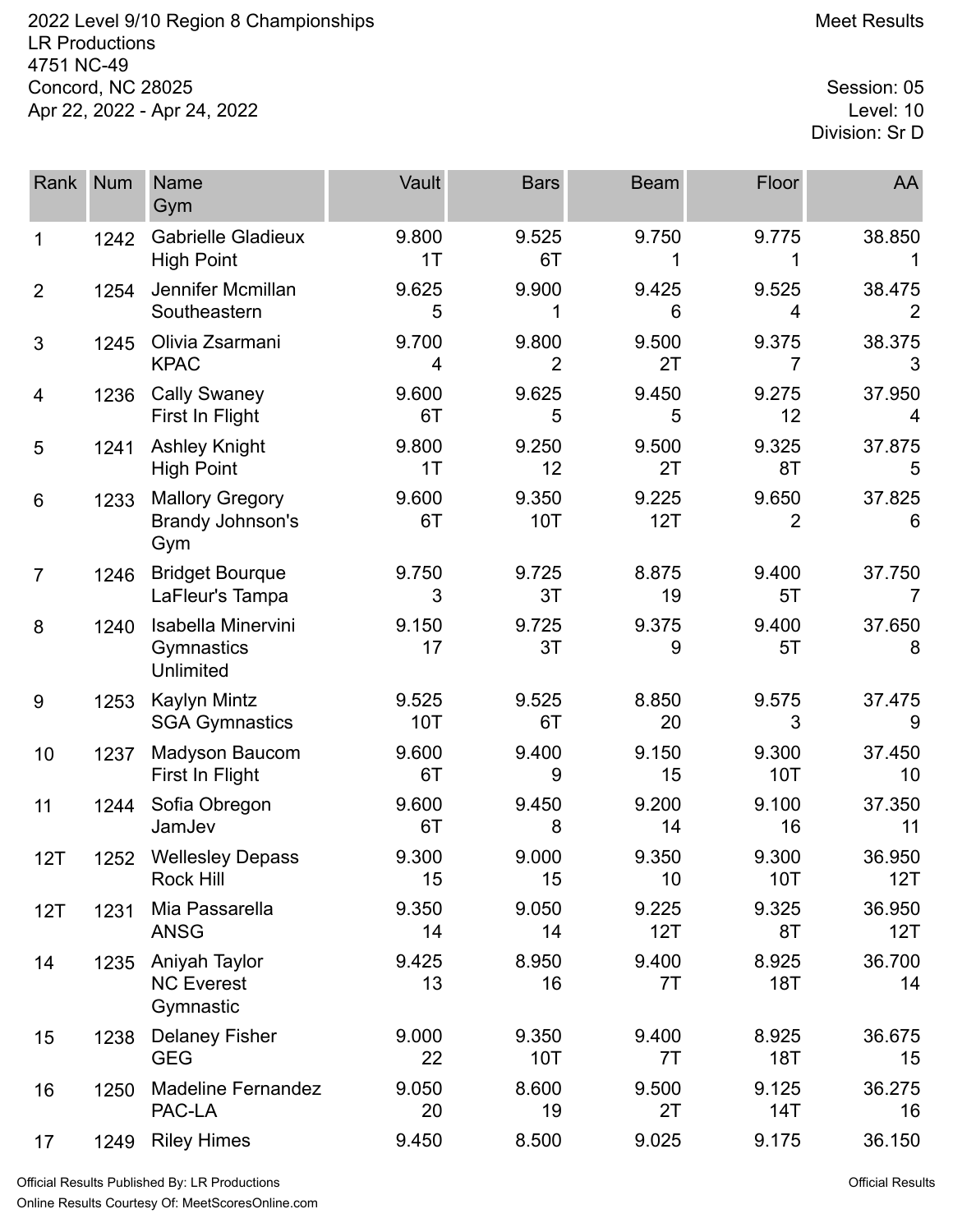2022 Level 9/10 Region 8 Championships
LR Productions
4751 NC-49
Concord, NC 28025
Apr 22, 2022 - Apr 24, 2022

Meet Results

Session: 05
Level: 10
Division: Sr D

| Rank | Num | Name / Gym | Vault | Bars | Beam | Floor | AA |
|---|---|---|---|---|---|---|---|
| 1 | 1242 | Gabrielle Gladieux<br>High Point | 9.800<br>1T | 9.525<br>6T | 9.750<br>1 | 9.775<br>1 | 38.850<br>1 |
| 2 | 1254 | Jennifer Mcmillan<br>Southeastern | 9.625<br>5 | 9.900<br>1 | 9.425<br>6 | 9.525<br>4 | 38.475<br>2 |
| 3 | 1245 | Olivia Zsarmani<br>KPAC | 9.700<br>4 | 9.800<br>2 | 9.500<br>2T | 9.375<br>7 | 38.375<br>3 |
| 4 | 1236 | Cally Swaney<br>First In Flight | 9.600<br>6T | 9.625<br>5 | 9.450<br>5 | 9.275<br>12 | 37.950<br>4 |
| 5 | 1241 | Ashley Knight<br>High Point | 9.800<br>1T | 9.250<br>12 | 9.500<br>2T | 9.325<br>8T | 37.875<br>5 |
| 6 | 1233 | Mallory Gregory<br>Brandy Johnson's Gym | 9.600<br>6T | 9.350<br>10T | 9.225<br>12T | 9.650<br>2 | 37.825<br>6 |
| 7 | 1246 | Bridget Bourque<br>LaFleur's Tampa | 9.750<br>3 | 9.725<br>3T | 8.875<br>19 | 9.400<br>5T | 37.750<br>7 |
| 8 | 1240 | Isabella Minervini<br>Gymnastics Unlimited | 9.150<br>17 | 9.725<br>3T | 9.375<br>9 | 9.400<br>5T | 37.650<br>8 |
| 9 | 1253 | Kaylyn Mintz<br>SGA Gymnastics | 9.525<br>10T | 9.525<br>6T | 8.850<br>20 | 9.575<br>3 | 37.475<br>9 |
| 10 | 1237 | Madyson Baucom<br>First In Flight | 9.600<br>6T | 9.400<br>9 | 9.150<br>15 | 9.300<br>10T | 37.450<br>10 |
| 11 | 1244 | Sofia Obregon<br>JamJev | 9.600<br>6T | 9.450<br>8 | 9.200<br>14 | 9.100<br>16 | 37.350<br>11 |
| 12T | 1252 | Wellesley Depass<br>Rock Hill | 9.300<br>15 | 9.000<br>15 | 9.350<br>10 | 9.300<br>10T | 36.950<br>12T |
| 12T | 1231 | Mia Passarella<br>ANSG | 9.350<br>14 | 9.050<br>14 | 9.225<br>12T | 9.325<br>8T | 36.950<br>12T |
| 14 | 1235 | Aniyah Taylor<br>NC Everest Gymnastic | 9.425<br>13 | 8.950<br>16 | 9.400<br>7T | 8.925<br>18T | 36.700<br>14 |
| 15 | 1238 | Delaney Fisher<br>GEG | 9.000<br>22 | 9.350<br>10T | 9.400<br>7T | 8.925<br>18T | 36.675<br>15 |
| 16 | 1250 | Madeline Fernandez<br>PAC-LA | 9.050<br>20 | 8.600<br>19 | 9.500<br>2T | 9.125<br>14T | 36.275<br>16 |
| 17 | 1249 | Riley Himes | 9.450 | 8.500 | 9.025 | 9.175 | 36.150 |

Official Results Published By: LR Productions
Online Results Courtesy Of: MeetScoresOnline.com

Official Results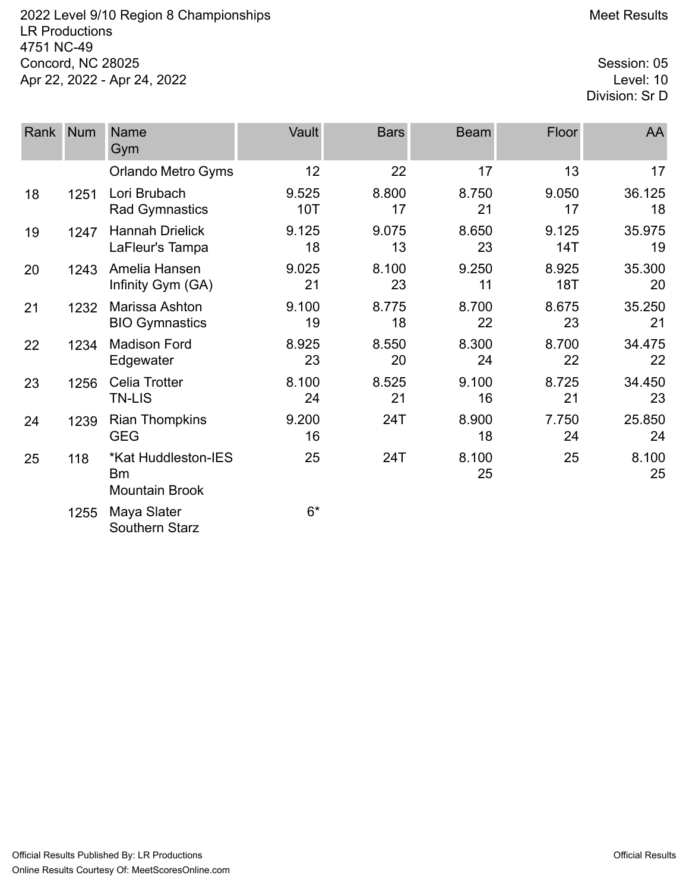2022 Level 9/10 Region 8 Championships
LR Productions
4751 NC-49
Concord, NC 28025
Apr 22, 2022 - Apr 24, 2022

Meet Results

Session: 05
Level: 10
Division: Sr D

| Rank | Num | Name<br>Gym | Vault | Bars | Beam | Floor | AA |
|---|---|---|---|---|---|---|---|
| | | Orlando Metro Gyms | 12 | 22 | 17 | 13 | 17 |
| 18 | 1251 | Lori Brubach<br>Rad Gymnastics | 9.525<br>10T | 8.800<br>17 | 8.750<br>21 | 9.050<br>17 | 36.125<br>18 |
| 19 | 1247 | Hannah Drielick<br>LaFleur's Tampa | 9.125<br>18 | 9.075<br>13 | 8.650<br>23 | 9.125<br>14T | 35.975<br>19 |
| 20 | 1243 | Amelia Hansen<br>Infinity Gym (GA) | 9.025<br>21 | 8.100<br>23 | 9.250<br>11 | 8.925<br>18T | 35.300<br>20 |
| 21 | 1232 | Marissa Ashton<br>BIO Gymnastics | 9.100<br>19 | 8.775<br>18 | 8.700<br>22 | 8.675<br>23 | 35.250<br>21 |
| 22 | 1234 | Madison Ford<br>Edgewater | 8.925<br>23 | 8.550<br>20 | 8.300<br>24 | 8.700<br>22 | 34.475<br>22 |
| 23 | 1256 | Celia Trotter<br>TN-LIS | 8.100<br>24 | 8.525<br>21 | 9.100<br>16 | 8.725<br>21 | 34.450<br>23 |
| 24 | 1239 | Rian Thompkins<br>GEG | 9.200<br>16 | 24T | 8.900<br>18 | 7.750<br>24 | 25.850<br>24 |
| 25 | 118 | *Kat Huddleston-IES Bm<br>Mountain Brook | 25 | 24T | 8.100<br>25 | 25 | 8.100<br>25 |
| | 1255 | Maya Slater<br>Southern Starz | 6* | | | | |

Official Results Published By: LR Productions
Online Results Courtesy Of: MeetScoresOnline.com

Official Results